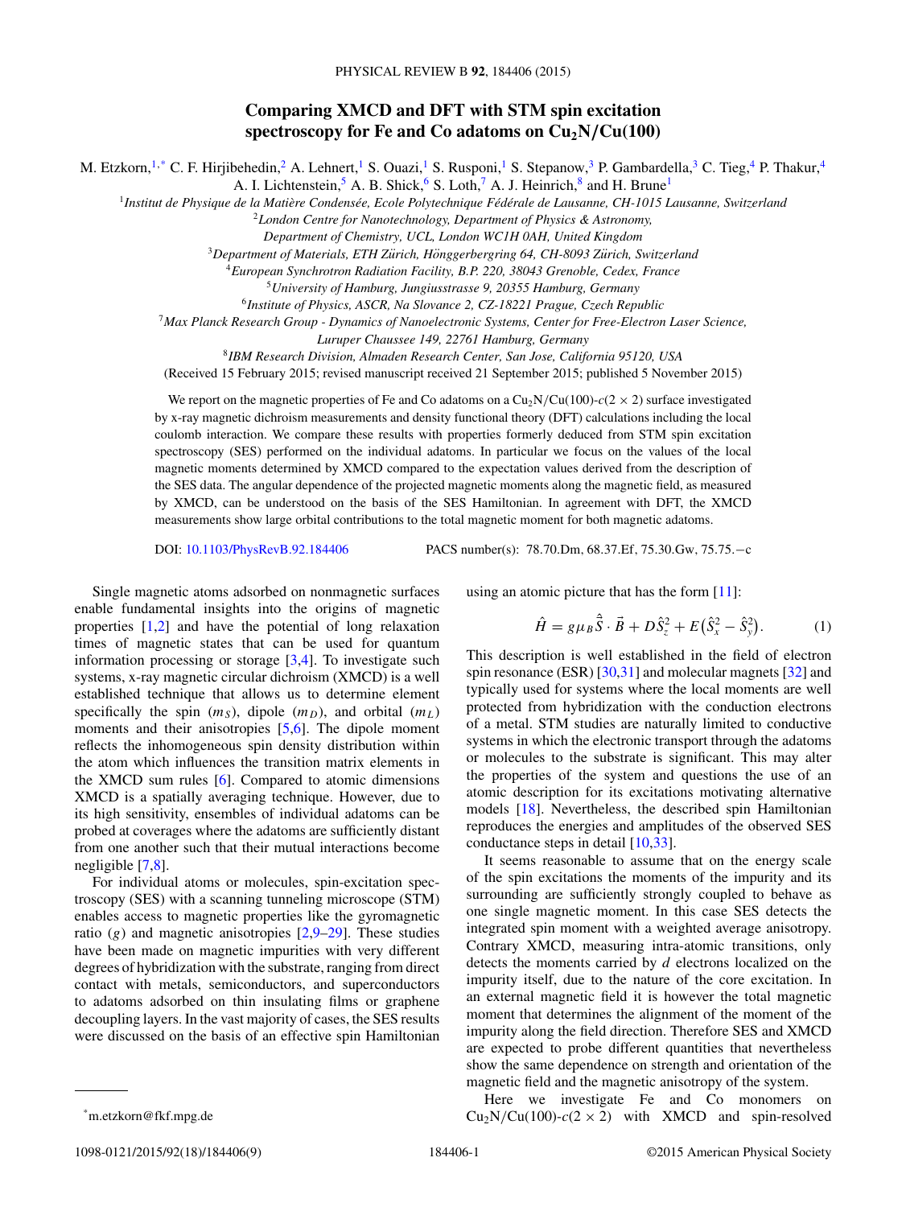# Comparing XMCD and DFT with STM spin excitation spectroscopy for Fe and Co adatoms on $Cu_2N/Cu(100)$

M. Etzkorn,[1,*] C. F. Hirjibehedin,[2] A. Lehnert,[1] S. Ouazi,[1] S. Rusponi,[1] S. Stepanow,[3] P. Gambardella,[3] C. Tieg,[4] P. Thakur,[4] A. I. Lichtenstein,[5] A. B. Shick,[6] S. Loth,[7] A. J. Heinrich,[8] and H. Brune[1]

[1]Institut de Physique de la Matière Condensée, Ecole Polytechnique Fédérale de Lausanne, CH-1015 Lausanne, Switzerland

[2]London Centre for Nanotechnology, Department of Physics & Astronomy, Department of Chemistry, UCL, London WC1H 0AH, United Kingdom

[3]Department of Materials, ETH Zürich, Hönggerbergring 64, CH-8093 Zürich, Switzerland

[4]European Synchrotron Radiation Facility, B.P. 220, 38043 Grenoble, Cedex, France

[5]University of Hamburg, Jungiusstrasse 9, 20355 Hamburg, Germany

[6]Institute of Physics, ASCR, Na Slovance 2, CZ-18221 Prague, Czech Republic

[7]Max Planck Research Group - Dynamics of Nanoelectronic Systems, Center for Free-Electron Laser Science, Luruper Chaussee 149, 22761 Hamburg, Germany

[8]IBM Research Division, Almaden Research Center, San Jose, California 95120, USA

(Received 15 February 2015; revised manuscript received 21 September 2015; published 5 November 2015)

We report on the magnetic properties of Fe and Co adatoms on a $Cu_2N/Cu(100)$-$c(2 \times 2)$ surface investigated by x-ray magnetic dichroism measurements and density functional theory (DFT) calculations including the local coulomb interaction. We compare these results with properties formerly deduced from STM spin excitation spectroscopy (SES) performed on the individual adatoms. In particular we focus on the values of the local magnetic moments determined by XMCD compared to the expectation values derived from the description of the SES data. The angular dependence of the projected magnetic moments along the magnetic field, as measured by XMCD, can be understood on the basis of the SES Hamiltonian. In agreement with DFT, the XMCD measurements show large orbital contributions to the total magnetic moment for both magnetic adatoms.

DOI: 10.1103/PhysRevB.92.184406 PACS number(s): 78.70.Dm, 68.37.Ef, 75.30.Gw, 75.75.−c

Single magnetic atoms adsorbed on nonmagnetic surfaces enable fundamental insights into the origins of magnetic properties [1,2] and have the potential of long relaxation times of magnetic states that can be used for quantum information processing or storage [3,4]. To investigate such systems, x-ray magnetic circular dichroism (XMCD) is a well established technique that allows us to determine element specifically the spin ($m_S$), dipole ($m_D$), and orbital ($m_L$) moments and their anisotropies [5,6]. The dipole moment reflects the inhomogeneous spin density distribution within the atom which influences the transition matrix elements in the XMCD sum rules [6]. Compared to atomic dimensions XMCD is a spatially averaging technique. However, due to its high sensitivity, ensembles of individual adatoms can be probed at coverages where the adatoms are sufficiently distant from one another such that their mutual interactions become negligible [7,8].

For individual atoms or molecules, spin-excitation spectroscopy (SES) with a scanning tunneling microscope (STM) enables access to magnetic properties like the gyromagnetic ratio ($g$) and magnetic anisotropies [2,9–29]. These studies have been made on magnetic impurities with very different degrees of hybridization with the substrate, ranging from direct contact with metals, semiconductors, and superconductors to adatoms adsorbed on thin insulating films or graphene decoupling layers. In the vast majority of cases, the SES results were discussed on the basis of an effective spin Hamiltonian using an atomic picture that has the form [11]:

$$\hat{H} = g\mu_B \hat{\vec{S}} \cdot \vec{B} + D\hat{S}_z^2 + E(\hat{S}_x^2 - \hat{S}_y^2). \tag{1}$$

This description is well established in the field of electron spin resonance (ESR) [30,31] and molecular magnets [32] and typically used for systems where the local moments are well protected from hybridization with the conduction electrons of a metal. STM studies are naturally limited to conductive systems in which the electronic transport through the adatoms or molecules to the substrate is significant. This may alter the properties of the system and questions the use of an atomic description for its excitations motivating alternative models [18]. Nevertheless, the described spin Hamiltonian reproduces the energies and amplitudes of the observed SES conductance steps in detail [10,33].

It seems reasonable to assume that on the energy scale of the spin excitations the moments of the impurity and its surrounding are sufficiently strongly coupled to behave as one single magnetic moment. In this case SES detects the integrated spin moment with a weighted average anisotropy. Contrary XMCD, measuring intra-atomic transitions, only detects the moments carried by $d$ electrons localized on the impurity itself, due to the nature of the core excitation. In an external magnetic field it is however the total magnetic moment that determines the alignment of the moment of the impurity along the field direction. Therefore SES and XMCD are expected to probe different quantities that nevertheless show the same dependence on strength and orientation of the magnetic field and the magnetic anisotropy of the system.

Here we investigate Fe and Co monomers on $Cu_2N/Cu(100)$-$c(2 \times 2)$ with XMCD and spin-resolved

*m.etzkorn@fkf.mpg.de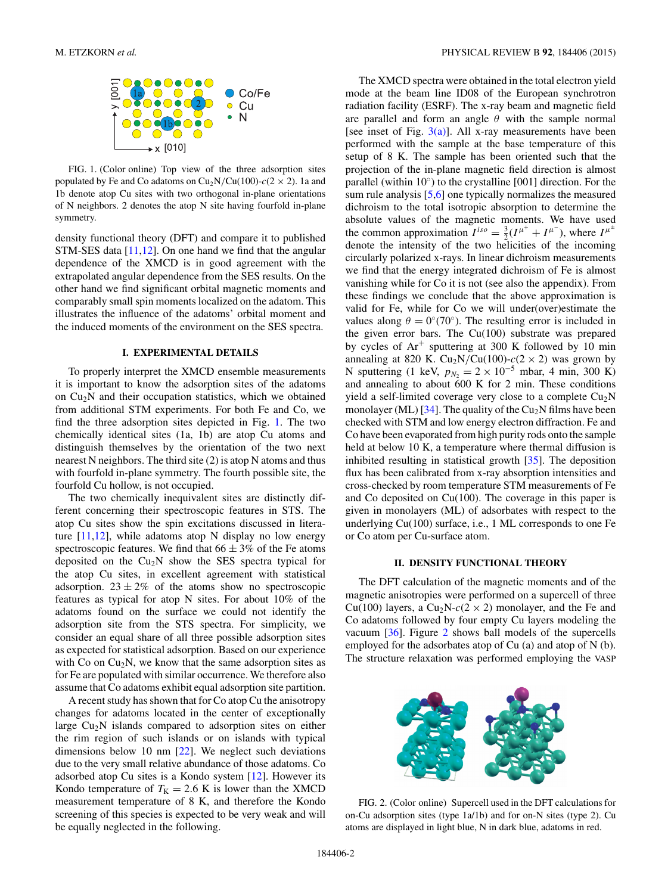FIG. 1. (Color online) Top view of the three adsorption sites populated by Fe and Co adatoms on $Cu_2N/Cu(100)$-$c(2 \times 2)$. 1a and 1b denote atop Cu sites with two orthogonal in-plane orientations of N neighbors. 2 denotes the atop N site having fourfold in-plane symmetry.

density functional theory (DFT) and compare it to published STM-SES data [11,12]. On one hand we find that the angular dependence of the XMCD is in good agreement with the extrapolated angular dependence from the SES results. On the other hand we find significant orbital magnetic moments and comparably small spin moments localized on the adatom. This illustrates the influence of the adatoms' orbital moment and the induced moments of the environment on the SES spectra.

## I. EXPERIMENTAL DETAILS

To properly interpret the XMCD ensemble measurements it is important to know the adsorption sites of the adatoms on $Cu_2N$ and their occupation statistics, which we obtained from additional STM experiments. For both Fe and Co, we find the three adsorption sites depicted in Fig. 1. The two chemically identical sites (1a, 1b) are atop Cu atoms and distinguish themselves by the orientation of the two next nearest N neighbors. The third site (2) is atop N atoms and thus with fourfold in-plane symmetry. The fourth possible site, the fourfold Cu hollow, is not occupied.

The two chemically inequivalent sites are distinctly different concerning their spectroscopic features in STS. The atop Cu sites show the spin excitations discussed in literature [11,12], while adatoms atop N display no low energy spectroscopic features. We find that $66 \pm 3\%$ of the Fe atoms deposited on the $Cu_2N$ show the SES spectra typical for the atop Cu sites, in excellent agreement with statistical adsorption. $23 \pm 2\%$ of the atoms show no spectroscopic features as typical for atop N sites. For about 10% of the adatoms found on the surface we could not identify the adsorption site from the STS spectra. For simplicity, we consider an equal share of all three possible adsorption sites as expected for statistical adsorption. Based on our experience with Co on $Cu_2N$, we know that the same adsorption sites as for Fe are populated with similar occurrence. We therefore also assume that Co adatoms exhibit equal adsorption site partition.

A recent study has shown that for Co atop Cu the anisotropy changes for adatoms located in the center of exceptionally large $Cu_2N$ islands compared to adsorption sites on either the rim region of such islands or on islands with typical dimensions below 10 nm [22]. We neglect such deviations due to the very small relative abundance of those adatoms. Co adsorbed atop Cu sites is a Kondo system [12]. However its Kondo temperature of $T_K = 2.6$ K is lower than the XMCD measurement temperature of 8 K, and therefore the Kondo screening of this species is expected to be very weak and will be equally neglected in the following.

The XMCD spectra were obtained in the total electron yield mode at the beam line ID08 of the European synchrotron radiation facility (ESRF). The x-ray beam and magnetic field are parallel and form an angle $\theta$ with the sample normal [see inset of Fig. 3(a)]. All x-ray measurements have been performed with the sample at the base temperature of this setup of 8 K. The sample has been oriented such that the projection of the in-plane magnetic field direction is almost parallel (within 10°) to the crystalline [001] direction. For the sum rule analysis [5,6] one typically normalizes the measured dichroism to the total isotropic absorption to determine the absolute values of the magnetic moments. We have used the common approximation $I^{iso} = \frac{3}{2}(I^{\mu^+} + I^{\mu^-})$, where $I^{\mu^\pm}$ denote the intensity of the two helicities of the incoming circularly polarized x-rays. In linear dichroism measurements we find that the energy integrated dichroism of Fe is almost vanishing while for Co it is not (see also the appendix). From these findings we conclude that the above approximation is valid for Fe, while for Co we will under(over)estimate the values along $\theta = 0°(70°)$. The resulting error is included in the given error bars. The Cu(100) substrate was prepared by cycles of $Ar^+$ sputtering at 300 K followed by 10 min annealing at 820 K. $Cu_2N/Cu(100)$-$c(2 \times 2)$ was grown by N sputtering (1 keV, $p_{N_2} = 2 \times 10^{-5}$ mbar, 4 min, 300 K) and annealing to about 600 K for 2 min. These conditions yield a self-limited coverage very close to a complete $Cu_2N$ monolayer (ML) [34]. The quality of the $Cu_2N$ films have been checked with STM and low energy electron diffraction. Fe and Co have been evaporated from high purity rods onto the sample held at below 10 K, a temperature where thermal diffusion is inhibited resulting in statistical growth [35]. The deposition flux has been calibrated from x-ray absorption intensities and cross-checked by room temperature STM measurements of Fe and Co deposited on Cu(100). The coverage in this paper is given in monolayers (ML) of adsorbates with respect to the underlying Cu(100) surface, i.e., 1 ML corresponds to one Fe or Co atom per Cu-surface atom.

## II. DENSITY FUNCTIONAL THEORY

The DFT calculation of the magnetic moments and of the magnetic anisotropies were performed on a supercell of three Cu(100) layers, a $Cu_2N$-$c(2 \times 2)$ monolayer, and the Fe and Co adatoms followed by four empty Cu layers modeling the vacuum [36]. Figure 2 shows ball models of the supercells employed for the adsorbates atop of Cu (a) and atop of N (b). The structure relaxation was performed employing the VASP

FIG. 2. (Color online) Supercell used in the DFT calculations for on-Cu adsorption sites (type 1a/1b) and for on-N sites (type 2). Cu atoms are displayed in light blue, N in dark blue, adatoms in red.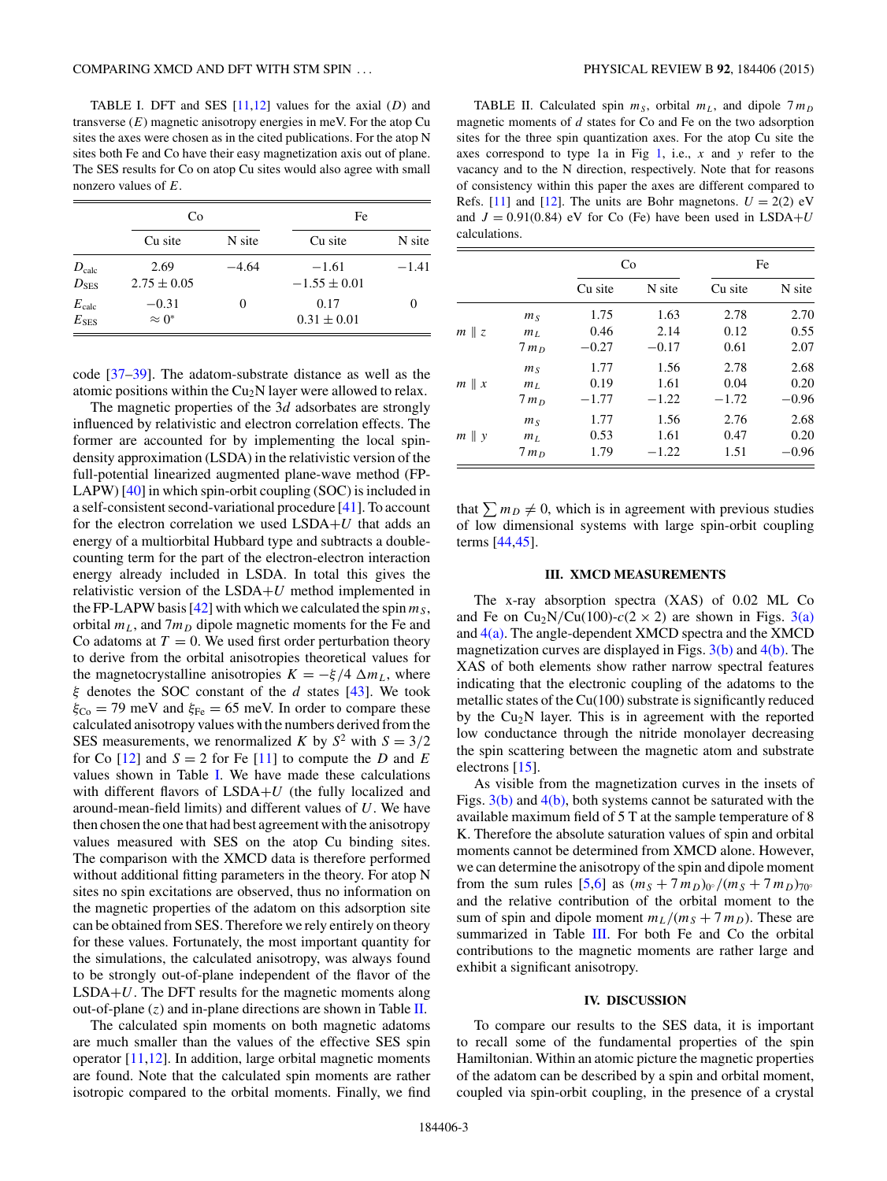TABLE I. DFT and SES [11,12] values for the axial ($D$) and transverse ($E$) magnetic anisotropy energies in meV. For the atop Cu sites the axes were chosen as in the cited publications. For the atop N sites both Fe and Co have their easy magnetization axis out of plane. The SES results for Co on atop Cu sites would also agree with small nonzero values of $E$.

| | Co | | Fe | |
|---|---|---|---|---|
| | Cu site | N site | Cu site | N site |
| $D_{calc}$ | 2.69 | −4.64 | −1.61 | −1.41 |
| $D_{SES}$ | $2.75 \pm 0.05$ | | $-1.55 \pm 0.01$ | |
| $E_{calc}$ | −0.31 | 0 | 0.17 | 0 |
| $E_{SES}$ | $\approx 0^*$ | | $0.31 \pm 0.01$ | |

code [37–39]. The adatom-substrate distance as well as the atomic positions within the $Cu_2N$ layer were allowed to relax.

The magnetic properties of the 3$d$ adsorbates are strongly influenced by relativistic and electron correlation effects. The former are accounted for by implementing the local spin-density approximation (LSDA) in the relativistic version of the full-potential linearized augmented plane-wave method (FP-LAPW) [40] in which spin-orbit coupling (SOC) is included in a self-consistent second-variational procedure [41]. To account for the electron correlation we used LSDA+$U$ that adds an energy of a multiorbital Hubbard type and subtracts a double-counting term for the part of the electron-electron interaction energy already included in LSDA. In total this gives the relativistic version of the LSDA+$U$ method implemented in the FP-LAPW basis [42] with which we calculated the spin $m_S$, orbital $m_L$, and $7m_D$ dipole magnetic moments for the Fe and Co adatoms at $T = 0$. We used first order perturbation theory to derive from the orbital anisotropies theoretical values for the magnetocrystalline anisotropies $K = -\xi/4\ \Delta m_L$, where $\xi$ denotes the SOC constant of the $d$ states [43]. We took $\xi_{Co} = 79$ meV and $\xi_{Fe} = 65$ meV. In order to compare these calculated anisotropy values with the numbers derived from the SES measurements, we renormalized $K$ by $S^2$ with $S = 3/2$ for Co [12] and $S = 2$ for Fe [11] to compute the $D$ and $E$ values shown in Table I. We have made these calculations with different flavors of LSDA+$U$ (the fully localized and around-mean-field limits) and different values of $U$. We have then chosen the one that had best agreement with the anisotropy values measured with SES on the atop Cu binding sites. The comparison with the XMCD data is therefore performed without additional fitting parameters in the theory. For atop N sites no spin excitations are observed, thus no information on the magnetic properties of the adatom on this adsorption site can be obtained from SES. Therefore we rely entirely on theory for these values. Fortunately, the most important quantity for the simulations, the calculated anisotropy, was always found to be strongly out-of-plane independent of the flavor of the LSDA+$U$. The DFT results for the magnetic moments along out-of-plane ($z$) and in-plane directions are shown in Table II.

The calculated spin moments on both magnetic adatoms are much smaller than the values of the effective SES spin operator [11,12]. In addition, large orbital magnetic moments are found. Note that the calculated spin moments are rather isotropic compared to the orbital moments. Finally, we find that $\sum m_D \neq 0$, which is in agreement with previous studies of low dimensional systems with large spin-orbit coupling terms [44,45].

TABLE II. Calculated spin $m_S$, orbital $m_L$, and dipole $7m_D$ magnetic moments of $d$ states for Co and Fe on the two adsorption sites for the three spin quantization axes. For the atop Cu site the axes correspond to type 1a in Fig 1, i.e., $x$ and $y$ refer to the vacancy and to the N direction, respectively. Note that for reasons of consistency within this paper the axes are different compared to Refs. [11] and [12]. The units are Bohr magnetons. $U = 2(2)$ eV and $J = 0.91(0.84)$ eV for Co (Fe) have been used in LSDA+$U$ calculations.

| | | Co | | Fe | |
|---|---|---|---|---|---|
| | | Cu site | N site | Cu site | N site |
| $m \parallel z$ | $m_S$ | 1.75 | 1.63 | 2.78 | 2.70 |
| | $m_L$ | 0.46 | 2.14 | 0.12 | 0.55 |
| | $7m_D$ | −0.27 | −0.17 | 0.61 | 2.07 |
| $m \parallel x$ | $m_S$ | 1.77 | 1.56 | 2.78 | 2.68 |
| | $m_L$ | 0.19 | 1.61 | 0.04 | 0.20 |
| | $7m_D$ | −1.77 | −1.22 | −1.72 | −0.96 |
| $m \parallel y$ | $m_S$ | 1.77 | 1.56 | 2.76 | 2.68 |
| | $m_L$ | 0.53 | 1.61 | 0.47 | 0.20 |
| | $7m_D$ | 1.79 | −1.22 | 1.51 | −0.96 |

## III. XMCD MEASUREMENTS

The x-ray absorption spectra (XAS) of 0.02 ML Co and Fe on $Cu_2N/Cu(100)$-$c(2\times 2)$ are shown in Figs. 3(a) and 4(a). The angle-dependent XMCD spectra and the XMCD magnetization curves are displayed in Figs. 3(b) and 4(b). The XAS of both elements show rather narrow spectral features indicating that the electronic coupling of the adatoms to the metallic states of the Cu(100) substrate is significantly reduced by the $Cu_2N$ layer. This is in agreement with the reported low conductance through the nitride monolayer decreasing the spin scattering between the magnetic atom and substrate electrons [15].

As visible from the magnetization curves in the insets of Figs. 3(b) and 4(b), both systems cannot be saturated with the available maximum field of 5 T at the sample temperature of 8 K. Therefore the absolute saturation values of spin and orbital moments cannot be determined from XMCD alone. However, we can determine the anisotropy of the spin and dipole moment from the sum rules [5,6] as $(m_S + 7m_D)_{0^\circ}/(m_S + 7m_D)_{70^\circ}$ and the relative contribution of the orbital moment to the sum of spin and dipole moment $m_L/(m_S + 7m_D)$. These are summarized in Table III. For both Fe and Co the orbital contributions to the magnetic moments are rather large and exhibit a significant anisotropy.

## IV. DISCUSSION

To compare our results to the SES data, it is important to recall some of the fundamental properties of the spin Hamiltonian. Within an atomic picture the magnetic properties of the adatom can be described by a spin and orbital moment, coupled via spin-orbit coupling, in the presence of a crystal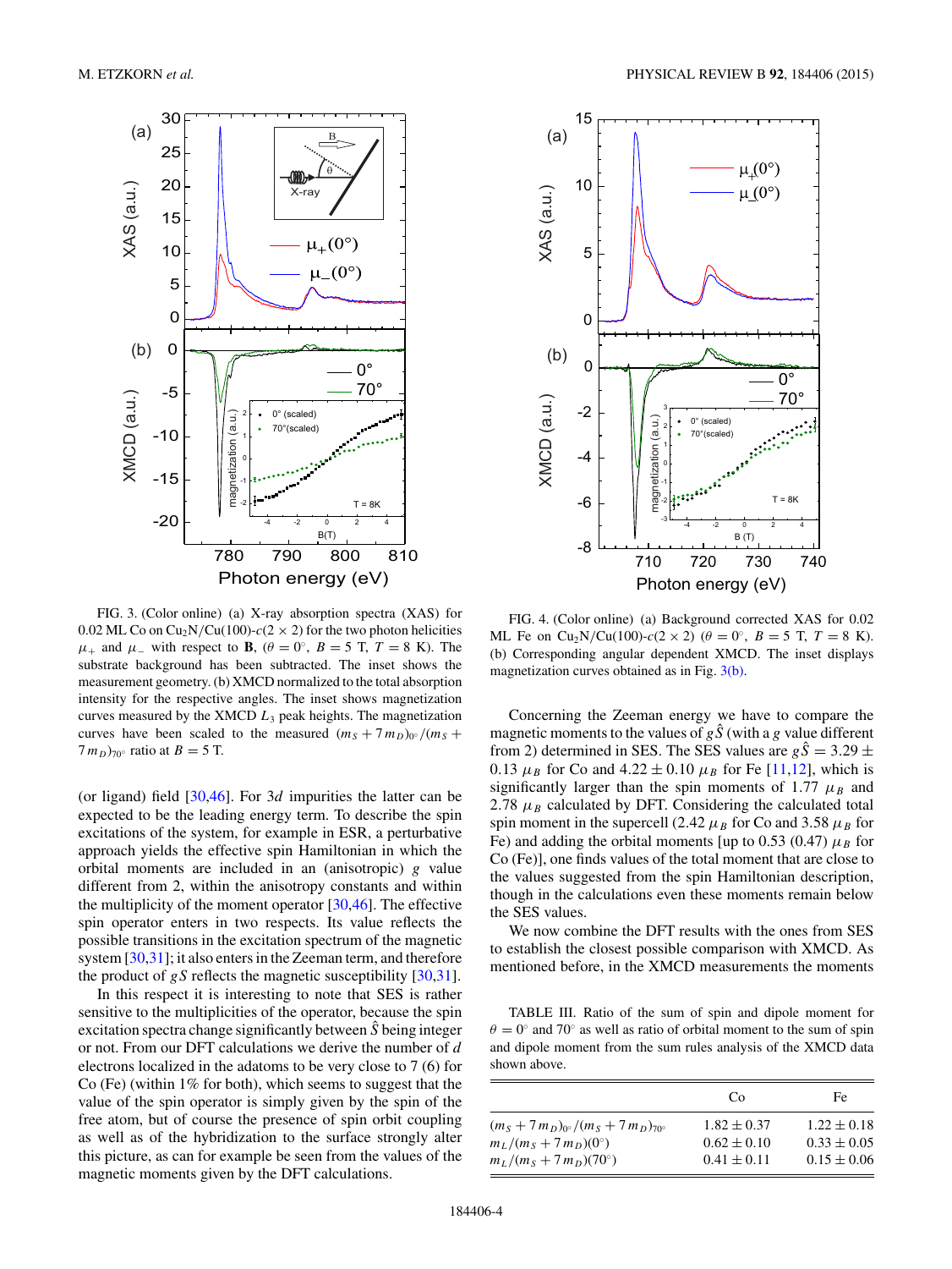FIG. 3. (Color online) (a) X-ray absorption spectra (XAS) for 0.02 ML Co on $Cu_2N$/Cu(100)-$c(2 \times 2)$ for the two photon helicities $\mu_+$ and $\mu_-$ with respect to **B**, ($\theta = 0^\circ$, $B = 5$ T, $T = 8$ K). The substrate background has been subtracted. The inset shows the measurement geometry. (b) XMCD normalized to the total absorption intensity for the respective angles. The inset shows magnetization curves measured by the XMCD $L_3$ peak heights. The magnetization curves have been scaled to the measured $(m_S + 7m_D)_{0^\circ}/(m_S + 7m_D)_{70^\circ}$ ratio at $B = 5$ T.

FIG. 4. (Color online) (a) Background corrected XAS for 0.02 ML Fe on $Cu_2N$/Cu(100)-$c(2 \times 2)$ ($\theta = 0^\circ$, $B = 5$ T, $T = 8$ K). (b) Corresponding angular dependent XMCD. The inset displays magnetization curves obtained as in Fig. 3(b).

(or ligand) field [30,46]. For 3$d$ impurities the latter can be expected to be the leading energy term. To describe the spin excitations of the system, for example in ESR, a perturbative approach yields the effective spin Hamiltonian in which the orbital moments are included in an (anisotropic) $g$ value different from 2, within the anisotropy constants and within the multiplicity of the moment operator [30,46]. The effective spin operator enters in two respects. Its value reflects the possible transitions in the excitation spectrum of the magnetic system [30,31]; it also enters in the Zeeman term, and therefore the product of $gS$ reflects the magnetic susceptibility [30,31].

In this respect it is interesting to note that SES is rather sensitive to the multiplicities of the operator, because the spin excitation spectra change significantly between $\hat{S}$ being integer or not. From our DFT calculations we derive the number of $d$ electrons localized in the adatoms to be very close to 7 (6) for Co (Fe) (within 1% for both), which seems to suggest that the value of the spin operator is simply given by the spin of the free atom, but of course the presence of spin orbit coupling as well as of the hybridization to the surface strongly alter this picture, as can for example be seen from the values of the magnetic moments given by the DFT calculations.

Concerning the Zeeman energy we have to compare the magnetic moments to the values of $g\hat{S}$ (with a $g$ value different from 2) determined in SES. The SES values are $g\hat{S} = 3.29 \pm 0.13\ \mu_B$ for Co and $4.22 \pm 0.10\ \mu_B$ for Fe [11,12], which is significantly larger than the spin moments of 1.77 $\mu_B$ and 2.78 $\mu_B$ calculated by DFT. Considering the calculated total spin moment in the supercell (2.42 $\mu_B$ for Co and 3.58 $\mu_B$ for Fe) and adding the orbital moments [up to 0.53 (0.47) $\mu_B$ for Co (Fe)], one finds values of the total moment that are close to the values suggested from the spin Hamiltonian description, though in the calculations even these moments remain below the SES values.

We now combine the DFT results with the ones from SES to establish the closest possible comparison with XMCD. As mentioned before, in the XMCD measurements the moments

TABLE III. Ratio of the sum of spin and dipole moment for $\theta = 0^\circ$ and $70^\circ$ as well as ratio of orbital moment to the sum of spin and dipole moment from the sum rules analysis of the XMCD data shown above.

| | Co | Fe |
|---|---|---|
| $(m_S + 7m_D)_{0^\circ}/(m_S + 7m_D)_{70^\circ}$ | $1.82 \pm 0.37$ | $1.22 \pm 0.18$ |
| $m_L/(m_S + 7m_D)(0^\circ)$ | $0.62 \pm 0.10$ | $0.33 \pm 0.05$ |
| $m_L/(m_S + 7m_D)(70^\circ)$ | $0.41 \pm 0.11$ | $0.15 \pm 0.06$ |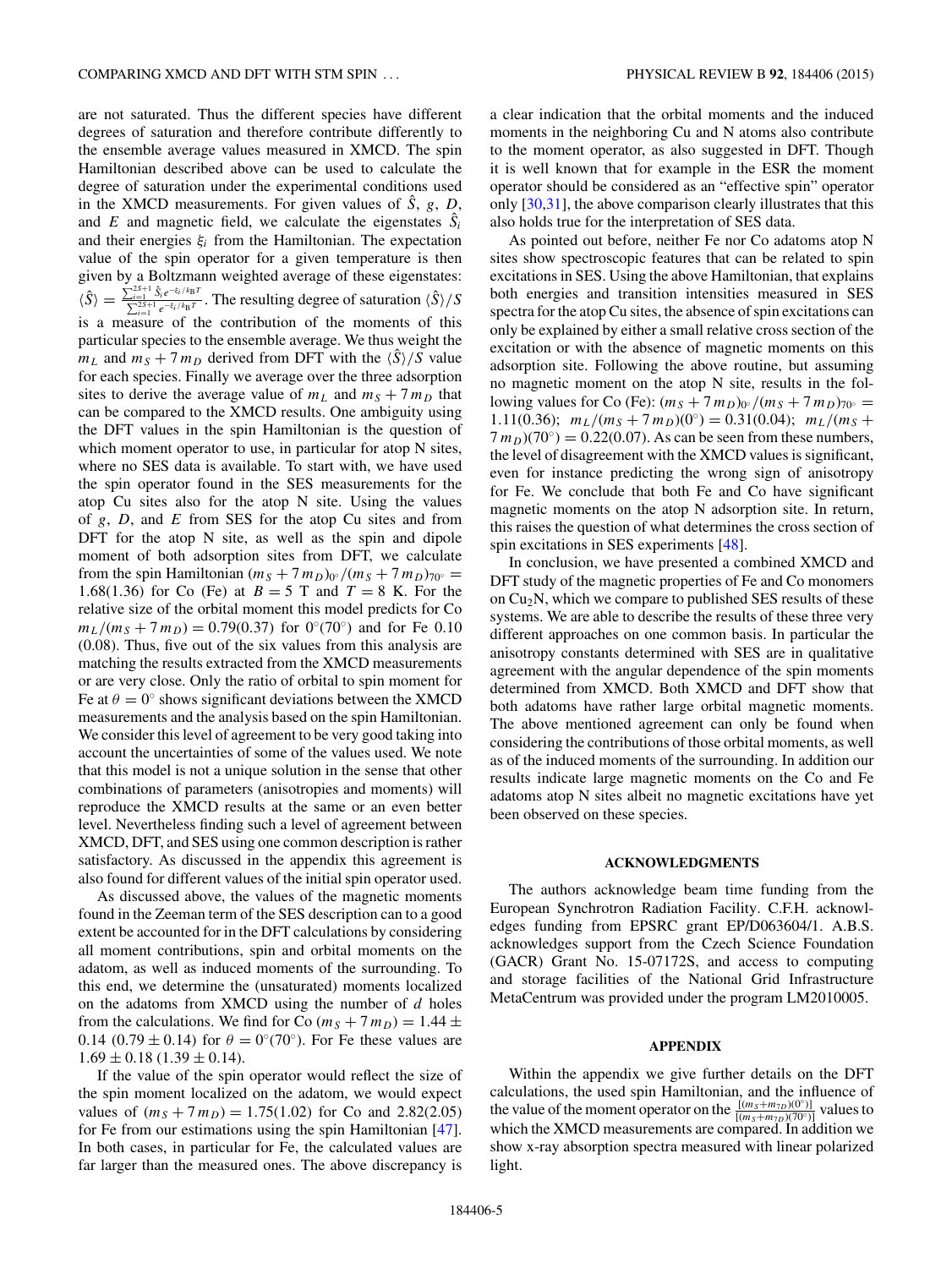are not saturated. Thus the different species have different degrees of saturation and therefore contribute differently to the ensemble average values measured in XMCD. The spin Hamiltonian described above can be used to calculate the degree of saturation under the experimental conditions used in the XMCD measurements. For given values of $\hat{S}$, $g$, $D$, and $E$ and magnetic field, we calculate the eigenstates $\hat{S}_i$ and their energies $\xi_i$ from the Hamiltonian. The expectation value of the spin operator for a given temperature is then given by a Boltzmann weighted average of these eigenstates: $\langle \hat{S} \rangle = \frac{\sum_{i=1}^{2S+1} \hat{S}_i e^{-\xi_i/k_B T}}{\sum_{i=1}^{2S+1} e^{-\xi_i/k_B T}}$. The resulting degree of saturation $\langle \hat{S} \rangle / S$ is a measure of the contribution of the moments of this particular species to the ensemble average. We thus weight the $m_L$ and $m_S + 7\,m_D$ derived from DFT with the $\langle \hat{S} \rangle / S$ value for each species. Finally we average over the three adsorption sites to derive the average value of $m_L$ and $m_S + 7\,m_D$ that can be compared to the XMCD results. One ambiguity using the DFT values in the spin Hamiltonian is the question of which moment operator to use, in particular for atop N sites, where no SES data is available. To start with, we have used the spin operator found in the SES measurements for the atop Cu sites also for the atop N site. Using the values of $g$, $D$, and $E$ from SES for the atop Cu sites and from DFT for the atop N site, as well as the spin and dipole moment of both adsorption sites from DFT, we calculate from the spin Hamiltonian $(m_S + 7\,m_D)_{0^\circ}/(m_S + 7\,m_D)_{70^\circ} = 1.68(1.36)$ for Co (Fe) at $B = 5$ T and $T = 8$ K. For the relative size of the orbital moment this model predicts for Co $m_L/(m_S + 7\,m_D) = 0.79(0.37)$ for $0^\circ(70^\circ)$ and for Fe 0.10 (0.08). Thus, five out of the six values from this analysis are matching the results extracted from the XMCD measurements or are very close. Only the ratio of orbital to spin moment for Fe at $\theta = 0^\circ$ shows significant deviations between the XMCD measurements and the analysis based on the spin Hamiltonian. We consider this level of agreement to be very good taking into account the uncertainties of some of the values used. We note that this model is not a unique solution in the sense that other combinations of parameters (anisotropies and moments) will reproduce the XMCD results at the same or an even better level. Nevertheless finding such a level of agreement between XMCD, DFT, and SES using one common description is rather satisfactory. As discussed in the appendix this agreement is also found for different values of the initial spin operator used.

As discussed above, the values of the magnetic moments found in the Zeeman term of the SES description can to a good extent be accounted for in the DFT calculations by considering all moment contributions, spin and orbital moments on the adatom, as well as induced moments of the surrounding. To this end, we determine the (unsaturated) moments localized on the adatoms from XMCD using the number of $d$ holes from the calculations. We find for Co $(m_S + 7\,m_D) = 1.44 \pm 0.14$ $(0.79 \pm 0.14)$ for $\theta = 0^\circ(70^\circ)$. For Fe these values are $1.69 \pm 0.18$ $(1.39 \pm 0.14)$.

If the value of the spin operator would reflect the size of the spin moment localized on the adatom, we would expect values of $(m_S + 7\,m_D) = 1.75(1.02)$ for Co and 2.82(2.05) for Fe from our estimations using the spin Hamiltonian [47]. In both cases, in particular for Fe, the calculated values are far larger than the measured ones. The above discrepancy is a clear indication that the orbital moments and the induced moments in the neighboring Cu and N atoms also contribute to the moment operator, as also suggested in DFT. Though it is well known that for example in the ESR the moment operator should be considered as an "effective spin" operator only [30,31], the above comparison clearly illustrates that this also holds true for the interpretation of SES data.

As pointed out before, neither Fe nor Co adatoms atop N sites show spectroscopic features that can be related to spin excitations in SES. Using the above Hamiltonian, that explains both energies and transition intensities measured in SES spectra for the atop Cu sites, the absence of spin excitations can only be explained by either a small relative cross section of the excitation or with the absence of magnetic moments on this adsorption site. Following the above routine, but assuming no magnetic moment on the atop N site, results in the following values for Co (Fe): $(m_S + 7\,m_D)_{0^\circ}/(m_S + 7\,m_D)_{70^\circ} = 1.11(0.36)$; $m_L/(m_S + 7\,m_D)(0^\circ) = 0.31(0.04)$; $m_L/(m_S + 7\,m_D)(70^\circ) = 0.22(0.07)$. As can be seen from these numbers, the level of disagreement with the XMCD values is significant, even for instance predicting the wrong sign of anisotropy for Fe. We conclude that both Fe and Co have significant magnetic moments on the atop N adsorption site. In return, this raises the question of what determines the cross section of spin excitations in SES experiments [48].

In conclusion, we have presented a combined XMCD and DFT study of the magnetic properties of Fe and Co monomers on $Cu_2N$, which we compare to published SES results of these systems. We are able to describe the results of these three very different approaches on one common basis. In particular the anisotropy constants determined with SES are in qualitative agreement with the angular dependence of the spin moments determined from XMCD. Both XMCD and DFT show that both adatoms have rather large orbital magnetic moments. The above mentioned agreement can only be found when considering the contributions of those orbital moments, as well as of the induced moments of the surrounding. In addition our results indicate large magnetic moments on the Co and Fe adatoms atop N sites albeit no magnetic excitations have yet been observed on these species.

## ACKNOWLEDGMENTS

The authors acknowledge beam time funding from the European Synchrotron Radiation Facility. C.F.H. acknowledges funding from EPSRC grant EP/D063604/1. A.B.S. acknowledges support from the Czech Science Foundation (GACR) Grant No. 15-07172S, and access to computing and storage facilities of the National Grid Infrastructure MetaCentrum was provided under the program LM2010005.

## APPENDIX

Within the appendix we give further details on the DFT calculations, the used spin Hamiltonian, and the influence of the value of the moment operator on the $\frac{[(m_S+m_{7D})(0^\circ)]}{[(m_S+m_{7D})(70^\circ)]}$ values to which the XMCD measurements are compared. In addition we show x-ray absorption spectra measured with linear polarized light.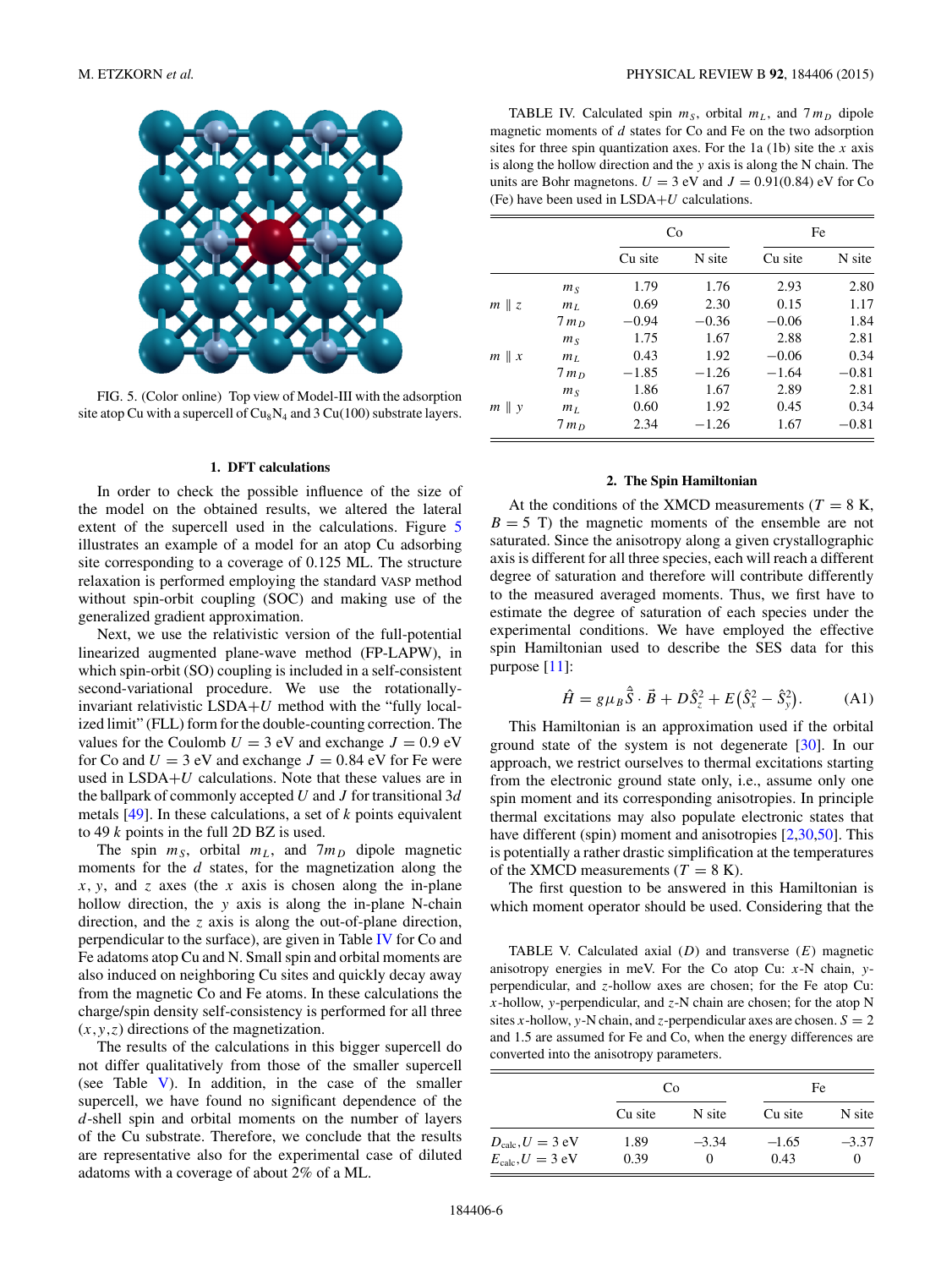FIG. 5. (Color online) Top view of Model-III with the adsorption site atop Cu with a supercell of $Cu_8N_4$ and 3 Cu(100) substrate layers.

### 1. DFT calculations

In order to check the possible influence of the size of the model on the obtained results, we altered the lateral extent of the supercell used in the calculations. Figure 5 illustrates an example of a model for an atop Cu adsorbing site corresponding to a coverage of 0.125 ML. The structure relaxation is performed employing the standard VASP method without spin-orbit coupling (SOC) and making use of the generalized gradient approximation.

Next, we use the relativistic version of the full-potential linearized augmented plane-wave method (FP-LAPW), in which spin-orbit (SO) coupling is included in a self-consistent second-variational procedure. We use the rotationally-invariant relativistic LSDA+$U$ method with the "fully localized limit" (FLL) form for the double-counting correction. The values for the Coulomb $U = 3$ eV and exchange $J = 0.9$ eV for Co and $U = 3$ eV and exchange $J = 0.84$ eV for Fe were used in LSDA+$U$ calculations. Note that these values are in the ballpark of commonly accepted $U$ and $J$ for transitional 3$d$ metals [49]. In these calculations, a set of $k$ points equivalent to 49 $k$ points in the full 2D BZ is used.

The spin $m_S$, orbital $m_L$, and $7m_D$ dipole magnetic moments for the $d$ states, for the magnetization along the $x$, $y$, and $z$ axes (the $x$ axis is chosen along the in-plane hollow direction, the $y$ axis is along the in-plane N-chain direction, and the $z$ axis is along the out-of-plane direction, perpendicular to the surface), are given in Table IV for Co and Fe adatoms atop Cu and N. Small spin and orbital moments are also induced on neighboring Cu sites and quickly decay away from the magnetic Co and Fe atoms. In these calculations the charge/spin density self-consistency is performed for all three $(x,y,z)$ directions of the magnetization.

The results of the calculations in this bigger supercell do not differ qualitatively from those of the smaller supercell (see Table V). In addition, in the case of the smaller supercell, we have found no significant dependence of the $d$-shell spin and orbital moments on the number of layers of the Cu substrate. Therefore, we conclude that the results are representative also for the experimental case of diluted adatoms with a coverage of about 2% of a ML.

TABLE IV. Calculated spin $m_S$, orbital $m_L$, and $7m_D$ dipole magnetic moments of $d$ states for Co and Fe on the two adsorption sites for three spin quantization axes. For the 1a (1b) site the $x$ axis is along the hollow direction and the $y$ axis is along the N chain. The units are Bohr magnetons. $U = 3$ eV and $J = 0.91(0.84)$ eV for Co (Fe) have been used in LSDA+$U$ calculations.

| | | Co | | Fe | |
|---|---|---|---|---|---|
| | | Cu site | N site | Cu site | N site |
| $m \parallel z$ | $m_S$ | 1.79 | 1.76 | 2.93 | 2.80 |
| | $m_L$ | 0.69 | 2.30 | 0.15 | 1.17 |
| | $7m_D$ | −0.94 | −0.36 | −0.06 | 1.84 |
| $m \parallel x$ | $m_S$ | 1.75 | 1.67 | 2.88 | 2.81 |
| | $m_L$ | 0.43 | 1.92 | −0.06 | 0.34 |
| | $7m_D$ | −1.85 | −1.26 | −1.64 | −0.81 |
| $m \parallel y$ | $m_S$ | 1.86 | 1.67 | 2.89 | 2.81 |
| | $m_L$ | 0.60 | 1.92 | 0.45 | 0.34 |
| | $7m_D$ | 2.34 | −1.26 | 1.67 | −0.81 |

### 2. The Spin Hamiltonian

At the conditions of the XMCD measurements ($T = 8$ K, $B = 5$ T) the magnetic moments of the ensemble are not saturated. Since the anisotropy along a given crystallographic axis is different for all three species, each will reach a different degree of saturation and therefore will contribute differently to the measured averaged moments. Thus, we first have to estimate the degree of saturation of each species under the experimental conditions. We have employed the effective spin Hamiltonian used to describe the SES data for this purpose [11]:

$$\hat{H} = g\mu_B \hat{\vec{S}} \cdot \vec{B} + D\hat{S}_z^2 + E\big(\hat{S}_x^2 - \hat{S}_y^2\big). \tag{A1}$$

This Hamiltonian is an approximation used if the orbital ground state of the system is not degenerate [30]. In our approach, we restrict ourselves to thermal excitations starting from the electronic ground state only, i.e., assume only one spin moment and its corresponding anisotropies. In principle thermal excitations may also populate electronic states that have different (spin) moment and anisotropies [2,30,50]. This is potentially a rather drastic simplification at the temperatures of the XMCD measurements ($T = 8$ K).

The first question to be answered in this Hamiltonian is which moment operator should be used. Considering that the

TABLE V. Calculated axial ($D$) and transverse ($E$) magnetic anisotropy energies in meV. For the Co atop Cu: $x$-N chain, $y$-perpendicular, and $z$-hollow axes are chosen; for the Fe atop Cu: $x$-hollow, $y$-perpendicular, and $z$-N chain are chosen; for the atop N sites $x$-hollow, $y$-N chain, and $z$-perpendicular axes are chosen. $S = 2$ and 1.5 are assumed for Fe and Co, when the energy differences are converted into the anisotropy parameters.

| | Co | | Fe | |
|---|---|---|---|---|
| | Cu site | N site | Cu site | N site |
| $D_{\rm calc}, U = 3$ eV | 1.89 | −3.34 | −1.65 | −3.37 |
| $E_{\rm calc}, U = 3$ eV | 0.39 | 0 | 0.43 | 0 |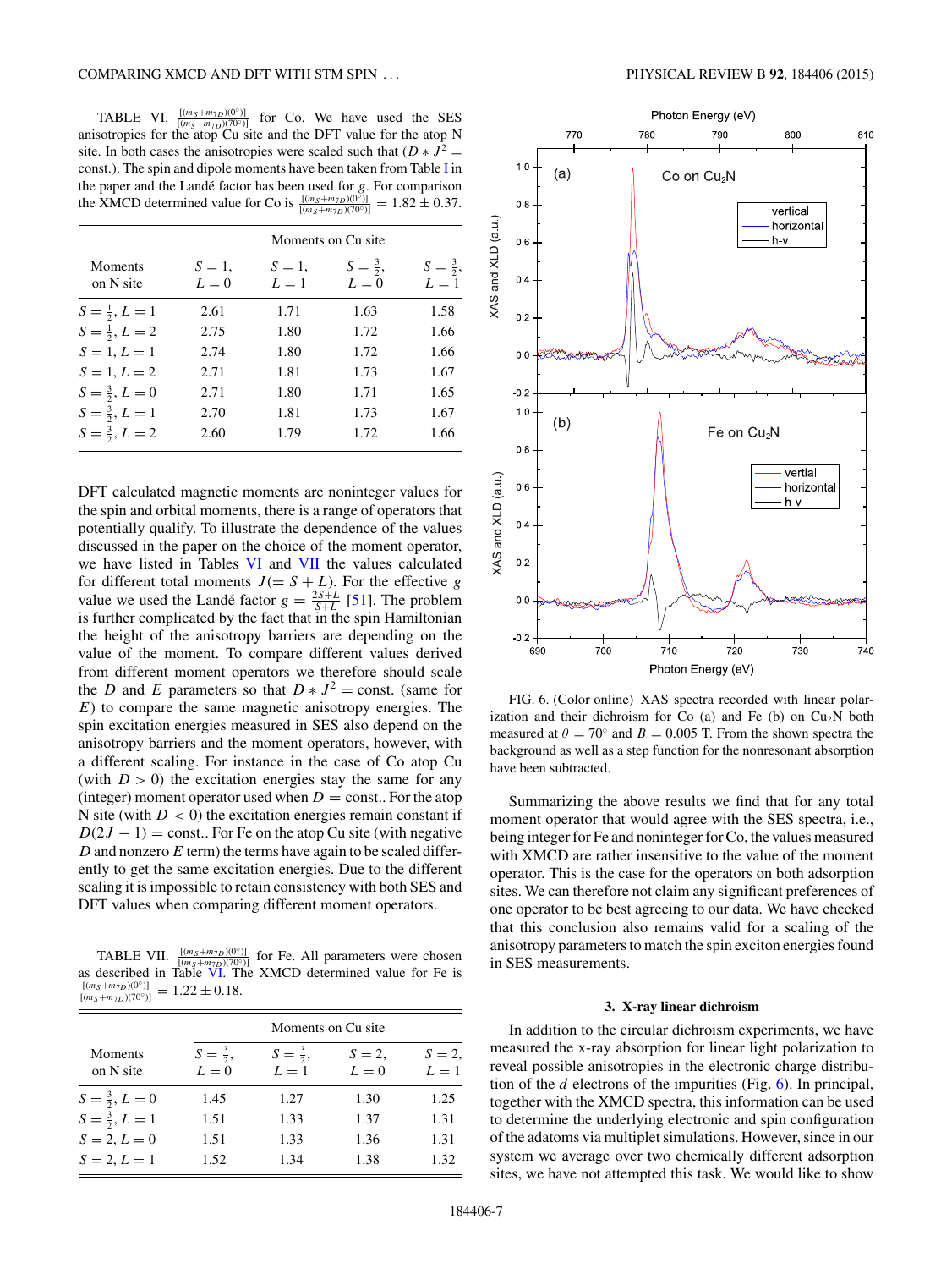TABLE VI. $\frac{[(m_S+m_{7D})(0^\circ)]}{[(m_S+m_{7D})(70^\circ)]}$ for Co. We have used the SES anisotropies for the atop Cu site and the DFT value for the atop N site. In both cases the anisotropies were scaled such that $(D * J^2 = \text{const.})$. The spin and dipole moments have been taken from Table I in the paper and the Landé factor has been used for $g$. For comparison the XMCD determined value for Co is $\frac{[(m_S+m_{7D})(0^\circ)]}{[(m_S+m_{7D})(70^\circ)]} = 1.82 \pm 0.37$.

| Moments on N site | Moments on Cu site | | | |
|---|---|---|---|---|
| | $S = 1$, $L = 0$ | $S = 1$, $L = 1$ | $S = \frac{3}{2}$, $L = 0$ | $S = \frac{3}{2}$, $L = 1$ |
| $S = \frac{1}{2}, L = 1$ | 2.61 | 1.71 | 1.63 | 1.58 |
| $S = \frac{1}{2}, L = 2$ | 2.75 | 1.80 | 1.72 | 1.66 |
| $S = 1, L = 1$ | 2.74 | 1.80 | 1.72 | 1.66 |
| $S = 1, L = 2$ | 2.71 | 1.81 | 1.73 | 1.67 |
| $S = \frac{3}{2}, L = 0$ | 2.71 | 1.80 | 1.71 | 1.65 |
| $S = \frac{3}{2}, L = 1$ | 2.70 | 1.81 | 1.73 | 1.67 |
| $S = \frac{3}{2}, L = 2$ | 2.60 | 1.79 | 1.72 | 1.66 |

DFT calculated magnetic moments are noninteger values for the spin and orbital moments, there is a range of operators that potentially qualify. To illustrate the dependence of the values discussed in the paper on the choice of the moment operator, we have listed in Tables VI and VII the values calculated for different total moments $J(= S + L)$. For the effective $g$ value we used the Landé factor $g = \frac{2S+L}{S+L}$ [51]. The problem is further complicated by the fact that in the spin Hamiltonian the height of the anisotropy barriers are depending on the value of the moment. To compare different values derived from different moment operators we therefore should scale the $D$ and $E$ parameters so that $D * J^2 = \text{const.}$ (same for $E$) to compare the same magnetic anisotropy energies. The spin excitation energies measured in SES also depend on the anisotropy barriers and the moment operators, however, with a different scaling. For instance in the case of Co atop Cu (with $D > 0$) the excitation energies stay the same for any (integer) moment operator used when $D = \text{const.}$. For the atop N site (with $D < 0$) the excitation energies remain constant if $D(2J - 1) = \text{const.}$. For Fe on the atop Cu site (with negative $D$ and nonzero $E$ term) the terms have again to be scaled differently to get the same excitation energies. Due to the different scaling it is impossible to retain consistency with both SES and DFT values when comparing different moment operators.

TABLE VII. $\frac{[(m_S+m_{7D})(0^\circ)]}{[(m_S+m_{7D})(70^\circ)]}$ for Fe. All parameters were chosen as described in Table VI. The XMCD determined value for Fe is $\frac{[(m_S+m_{7D})(0^\circ)]}{[(m_S+m_{7D})(70^\circ)]} = 1.22 \pm 0.18$.

| Moments on N site | Moments on Cu site | | | |
|---|---|---|---|---|
| | $S = \frac{3}{2}$, $L = 0$ | $S = \frac{3}{2}$, $L = 1$ | $S = 2$, $L = 0$ | $S = 2$, $L = 1$ |
| $S = \frac{3}{2}, L = 0$ | 1.45 | 1.27 | 1.30 | 1.25 |
| $S = \frac{3}{2}, L = 1$ | 1.51 | 1.33 | 1.37 | 1.31 |
| $S = 2, L = 0$ | 1.51 | 1.33 | 1.36 | 1.31 |
| $S = 2, L = 1$ | 1.52 | 1.34 | 1.38 | 1.32 |

FIG. 6. (Color online) XAS spectra recorded with linear polarization and their dichroism for Co (a) and Fe (b) on $Cu_2N$ both measured at $\theta = 70^\circ$ and $B = 0.005$ T. From the shown spectra the background as well as a step function for the nonresonant absorption have been subtracted.

Summarizing the above results we find that for any total moment operator that would agree with the SES spectra, i.e., being integer for Fe and noninteger for Co, the values measured with XMCD are rather insensitive to the value of the moment operator. This is the case for the operators on both adsorption sites. We can therefore not claim any significant preferences of one operator to be best agreeing to our data. We have checked that this conclusion also remains valid for a scaling of the anisotropy parameters to match the spin exciton energies found in SES measurements.

### 3. X-ray linear dichroism

In addition to the circular dichroism experiments, we have measured the x-ray absorption for linear light polarization to reveal possible anisotropies in the electronic charge distribution of the $d$ electrons of the impurities (Fig. 6). In principal, together with the XMCD spectra, this information can be used to determine the underlying electronic and spin configuration of the adatoms via multiplet simulations. However, since in our system we average over two chemically different adsorption sites, we have not attempted this task. We would like to show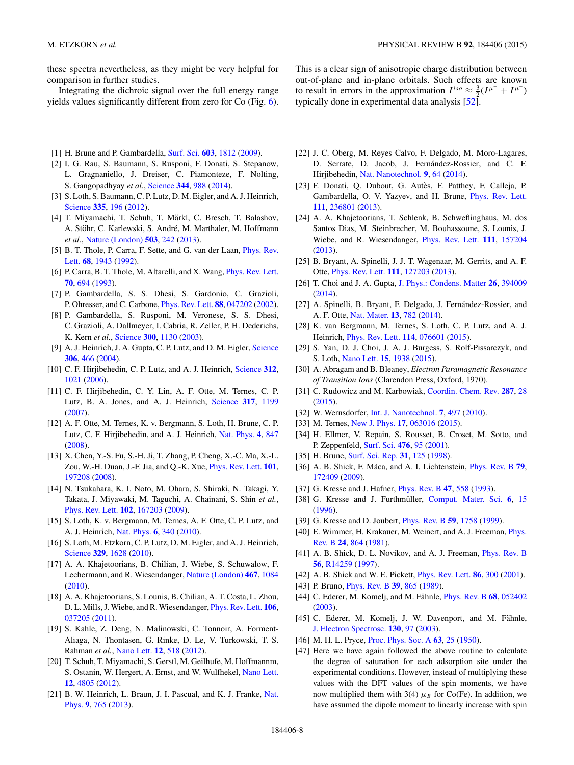these spectra nevertheless, as they might be very helpful for comparison in further studies.

Integrating the dichroic signal over the full energy range yields values significantly different from zero for Co (Fig. 6). This is a clear sign of anisotropic charge distribution between out-of-plane and in-plane orbitals. Such effects are known to result in errors in the approximation $I^{iso} \approx \frac{3}{2}(I^{\mu^+} + I^{\mu^-})$ typically done in experimental data analysis [52].

---

[1] H. Brune and P. Gambardella, Surf. Sci. **603**, 1812 (2009).

[2] I. G. Rau, S. Baumann, S. Rusponi, F. Donati, S. Stepanow, L. Gragnaniello, J. Dreiser, C. Piamonteze, F. Nolting, S. Gangopadhyay *et al.*, Science **344**, 988 (2014).

[3] S. Loth, S. Baumann, C. P. Lutz, D. M. Eigler, and A. J. Heinrich, Science **335**, 196 (2012).

[4] T. Miyamachi, T. Schuh, T. Märkl, C. Bresch, T. Balashov, A. Stöhr, C. Karlewski, S. André, M. Marthaler, M. Hoffmann *et al.*, Nature (London) **503**, 242 (2013).

[5] B. T. Thole, P. Carra, F. Sette, and G. van der Laan, Phys. Rev. Lett. **68**, 1943 (1992).

[6] P. Carra, B. T. Thole, M. Altarelli, and X. Wang, Phys. Rev. Lett. **70**, 694 (1993).

[7] P. Gambardella, S. S. Dhesi, S. Gardonio, C. Grazioli, P. Ohresser, and C. Carbone, Phys. Rev. Lett. **88**, 047202 (2002).

[8] P. Gambardella, S. Rusponi, M. Veronese, S. S. Dhesi, C. Grazioli, A. Dallmeyer, I. Cabria, R. Zeller, P. H. Dederichs, K. Kern *et al.*, Science **300**, 1130 (2003).

[9] A. J. Heinrich, J. A. Gupta, C. P. Lutz, and D. M. Eigler, Science **306**, 466 (2004).

[10] C. F. Hirjibehedin, C. P. Lutz, and A. J. Heinrich, Science **312**, 1021 (2006).

[11] C. F. Hirjibehedin, C. Y. Lin, A. F. Otte, M. Ternes, C. P. Lutz, B. A. Jones, and A. J. Heinrich, Science **317**, 1199 (2007).

[12] A. F. Otte, M. Ternes, K. v. Bergmann, S. Loth, H. Brune, C. P. Lutz, C. F. Hirjibehedin, and A. J. Heinrich, Nat. Phys. **4**, 847 (2008).

[13] X. Chen, Y.-S. Fu, S.-H. Ji, T. Zhang, P. Cheng, X.-C. Ma, X.-L. Zou, W.-H. Duan, J.-F. Jia, and Q.-K. Xue, Phys. Rev. Lett. **101**, 197208 (2008).

[14] N. Tsukahara, K. I. Noto, M. Ohara, S. Shiraki, N. Takagi, Y. Takata, J. Miyawaki, M. Taguchi, A. Chainani, S. Shin *et al.*, Phys. Rev. Lett. **102**, 167203 (2009).

[15] S. Loth, K. v. Bergmann, M. Ternes, A. F. Otte, C. P. Lutz, and A. J. Heinrich, Nat. Phys. **6**, 340 (2010).

[16] S. Loth, M. Etzkorn, C. P. Lutz, D. M. Eigler, and A. J. Heinrich, Science **329**, 1628 (2010).

[17] A. A. Khajetoorians, B. Chilian, J. Wiebe, S. Schuwalow, F. Lechermann, and R. Wiesendanger, Nature (London) **467**, 1084 (2010).

[18] A. A. Khajetoorians, S. Lounis, B. Chilian, A. T. Costa, L. Zhou, D. L. Mills, J. Wiebe, and R. Wiesendanger, Phys. Rev. Lett. **106**, 037205 (2011).

[19] S. Kahle, Z. Deng, N. Malinowski, C. Tonnoir, A. Forment-Aliaga, N. Thontasen, G. Rinke, D. Le, V. Turkowski, T. S. Rahman *et al.*, Nano Lett. **12**, 518 (2012).

[20] T. Schuh, T. Miyamachi, S. Gerstl, M. Geilhufe, M. Hoffmannm, S. Ostanin, W. Hergert, A. Ernst, and W. Wulfhekel, Nano Lett. **12**, 4805 (2012).

[21] B. W. Heinrich, L. Braun, J. I. Pascual, and K. J. Franke, Nat. Phys. **9**, 765 (2013).

[22] J. C. Oberg, M. Reyes Calvo, F. Delgado, M. Moro-Lagares, D. Serrate, D. Jacob, J. Fernández-Rossier, and C. F. Hirjibehedin, Nat. Nanotechnol. **9**, 64 (2014).

[23] F. Donati, Q. Dubout, G. Autès, F. Patthey, F. Calleja, P. Gambardella, O. V. Yazyev, and H. Brune, Phys. Rev. Lett. **111**, 236801 (2013).

[24] A. A. Khajetoorians, T. Schlenk, B. Schweflinghaus, M. dos Santos Dias, M. Steinbrecher, M. Bouhassoune, S. Lounis, J. Wiebe, and R. Wiesendanger, Phys. Rev. Lett. **111**, 157204 (2013).

[25] B. Bryant, A. Spinelli, J. J. T. Wagenaar, M. Gerrits, and A. F. Otte, Phys. Rev. Lett. **111**, 127203 (2013).

[26] T. Choi and J. A. Gupta, J. Phys.: Condens. Matter **26**, 394009 (2014).

[27] A. Spinelli, B. Bryant, F. Delgado, J. Fernández-Rossier, and A. F. Otte, Nat. Mater. **13**, 782 (2014).

[28] K. van Bergmann, M. Ternes, S. Loth, C. P. Lutz, and A. J. Heinrich, Phys. Rev. Lett. **114**, 076601 (2015).

[29] S. Yan, D. J. Choi, J. A. J. Burgess, S. Rolf-Pissarczyk, and S. Loth, Nano Lett. **15**, 1938 (2015).

[30] A. Abragam and B. Bleaney, *Electron Paramagnetic Resonance of Transition Ions* (Clarendon Press, Oxford, 1970).

[31] C. Rudowicz and M. Karbowiak, Coordin. Chem. Rev. **287**, 28 (2015).

[32] W. Wernsdorfer, Int. J. Nanotechnol. **7**, 497 (2010).

[33] M. Ternes, New J. Phys. **17**, 063016 (2015).

[34] H. Ellmer, V. Repain, S. Rousset, B. Croset, M. Sotto, and P. Zeppenfeld, Surf. Sci. **476**, 95 (2001).

[35] H. Brune, Surf. Sci. Rep. **31**, 125 (1998).

[36] A. B. Shick, F. Máca, and A. I. Lichtenstein, Phys. Rev. B **79**, 172409 (2009).

[37] G. Kresse and J. Hafner, Phys. Rev. B **47**, 558 (1993).

[38] G. Kresse and J. Furthmüller, Comput. Mater. Sci. **6**, 15 (1996).

[39] G. Kresse and D. Joubert, Phys. Rev. B **59**, 1758 (1999).

[40] E. Wimmer, H. Krakauer, M. Weinert, and A. J. Freeman, Phys. Rev. B **24**, 864 (1981).

[41] A. B. Shick, D. L. Novikov, and A. J. Freeman, Phys. Rev. B **56**, R14259 (1997).

[42] A. B. Shick and W. E. Pickett, Phys. Rev. Lett. **86**, 300 (2001).

[43] P. Bruno, Phys. Rev. B **39**, 865 (1989).

[44] C. Ederer, M. Komelj, and M. Fähnle, Phys. Rev. B **68**, 052402 (2003).

[45] C. Ederer, M. Komelj, J. W. Davenport, and M. Fähnle, J. Electron Spectrosc. **130**, 97 (2003).

[46] M. H. L. Pryce, Proc. Phys. Soc. A **63**, 25 (1950).

[47] Here we have again followed the above routine to calculate the degree of saturation for each adsorption site under the experimental conditions. However, instead of multiplying these values with the DFT values of the spin moments, we have now multiplied them with 3(4) $\mu_B$ for Co(Fe). In addition, we have assumed the dipole moment to linearly increase with spin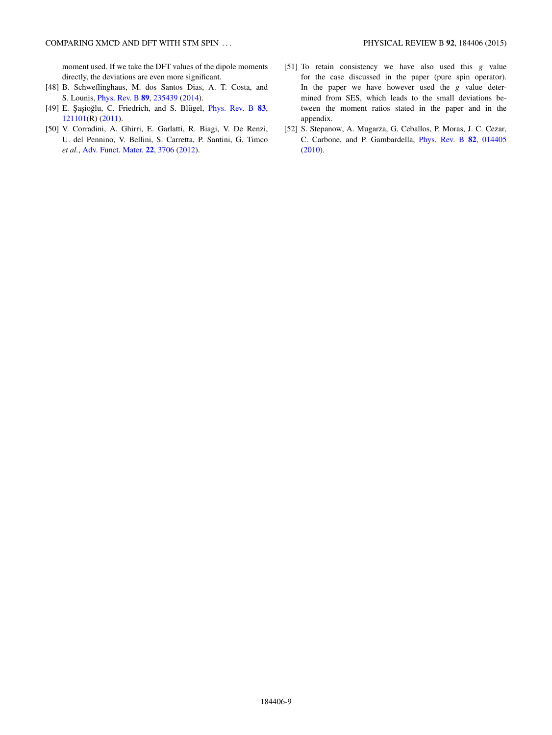moment used. If we take the DFT values of the dipole moments directly, the deviations are even more significant.

[48] B. Schweflinghaus, M. dos Santos Dias, A. T. Costa, and S. Lounis, Phys. Rev. B **89**, 235439 (2014).

[49] E. Şaşioğlu, C. Friedrich, and S. Blügel, Phys. Rev. B **83**, 121101(R) (2011).

[50] V. Corradini, A. Ghirri, E. Garlatti, R. Biagi, V. De Renzi, U. del Pennino, V. Bellini, S. Carretta, P. Santini, G. Timco *et al.*, Adv. Funct. Mater. **22**, 3706 (2012).

[51] To retain consistency we have also used this $g$ value for the case discussed in the paper (pure spin operator). In the paper we have however used the $g$ value determined from SES, which leads to the small deviations between the moment ratios stated in the paper and in the appendix.

[52] S. Stepanow, A. Mugarza, G. Ceballos, P. Moras, J. C. Cezar, C. Carbone, and P. Gambardella, Phys. Rev. B **82**, 014405 (2010).